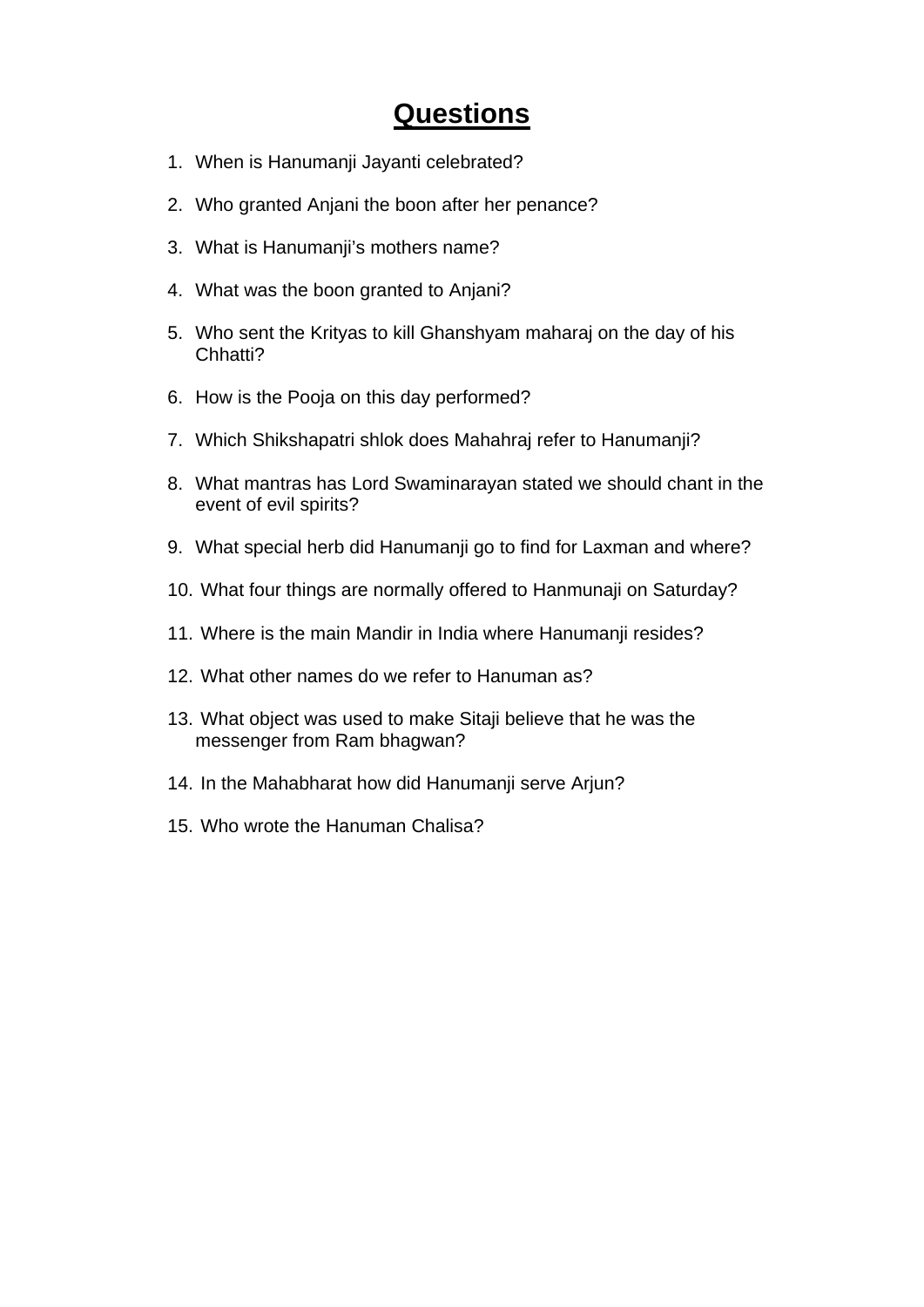# Questions

1. When is Hanumanji Jayanti celebrated?
2. Who granted Anjani the boon after her penance?
3. What is Hanumanji's mothers name?
4. What was the boon granted to Anjani?
5. Who sent the Krityas to kill Ghanshyam maharaj on the day of his Chhatti?
6. How is the Pooja on this day performed?
7. Which Shikshapatri shlok does Mahahraj refer to Hanumanji?
8. What mantras has Lord Swaminarayan stated we should chant in the event of evil spirits?
9. What special herb did Hanumanji go to find for Laxman and where?
10. What four things are normally offered to Hanmunaji on Saturday?
11. Where is the main Mandir in India where Hanumanji resides?
12. What other names do we refer to Hanuman as?
13. What object was used to make Sitaji believe that he was the messenger from Ram bhagwan?
14. In the Mahabharat how did Hanumanji serve Arjun?
15. Who wrote the Hanuman Chalisa?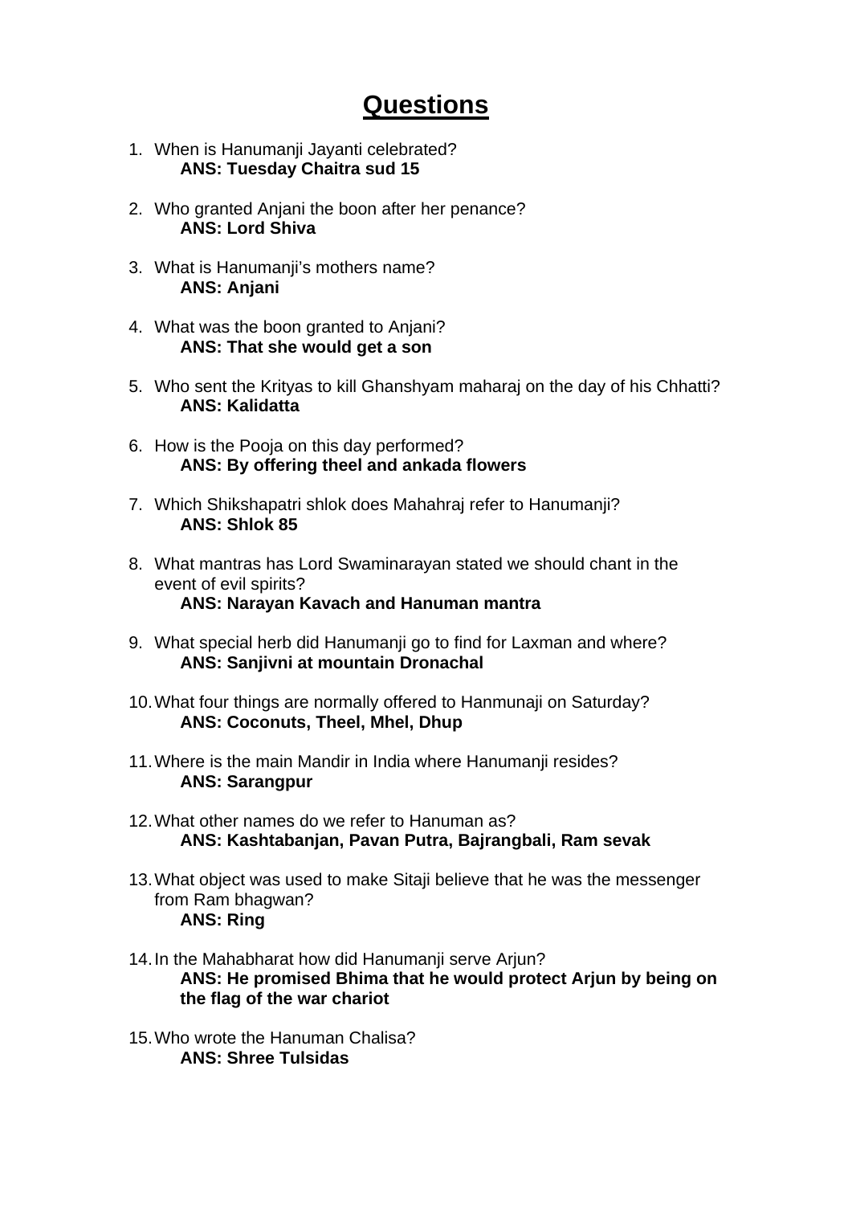# Questions

1. When is Hanumanji Jayanti celebrated?
   **ANS: Tuesday Chaitra sud 15**

2. Who granted Anjani the boon after her penance?
   **ANS: Lord Shiva**

3. What is Hanumanji's mothers name?
   **ANS: Anjani**

4. What was the boon granted to Anjani?
   **ANS: That she would get a son**

5. Who sent the Krityas to kill Ghanshyam maharaj on the day of his Chhatti?
   **ANS: Kalidatta**

6. How is the Pooja on this day performed?
   **ANS: By offering theel and ankada flowers**

7. Which Shikshapatri shlok does Mahahraj refer to Hanumanji?
   **ANS: Shlok 85**

8. What mantras has Lord Swaminarayan stated we should chant in the event of evil spirits?
   **ANS: Narayan Kavach and Hanuman mantra**

9. What special herb did Hanumanji go to find for Laxman and where?
   **ANS: Sanjivni at mountain Dronachal**

10. What four things are normally offered to Hanmunaji on Saturday?
    **ANS: Coconuts, Theel, Mhel, Dhup**

11. Where is the main Mandir in India where Hanumanji resides?
    **ANS: Sarangpur**

12. What other names do we refer to Hanuman as?
    **ANS: Kashtabanjan, Pavan Putra, Bajrangbali, Ram sevak**

13. What object was used to make Sitaji believe that he was the messenger from Ram bhagwan?
    **ANS: Ring**

14. In the Mahabharat how did Hanumanji serve Arjun?
    **ANS: He promised Bhima that he would protect Arjun by being on the flag of the war chariot**

15. Who wrote the Hanuman Chalisa?
    **ANS: Shree Tulsidas**